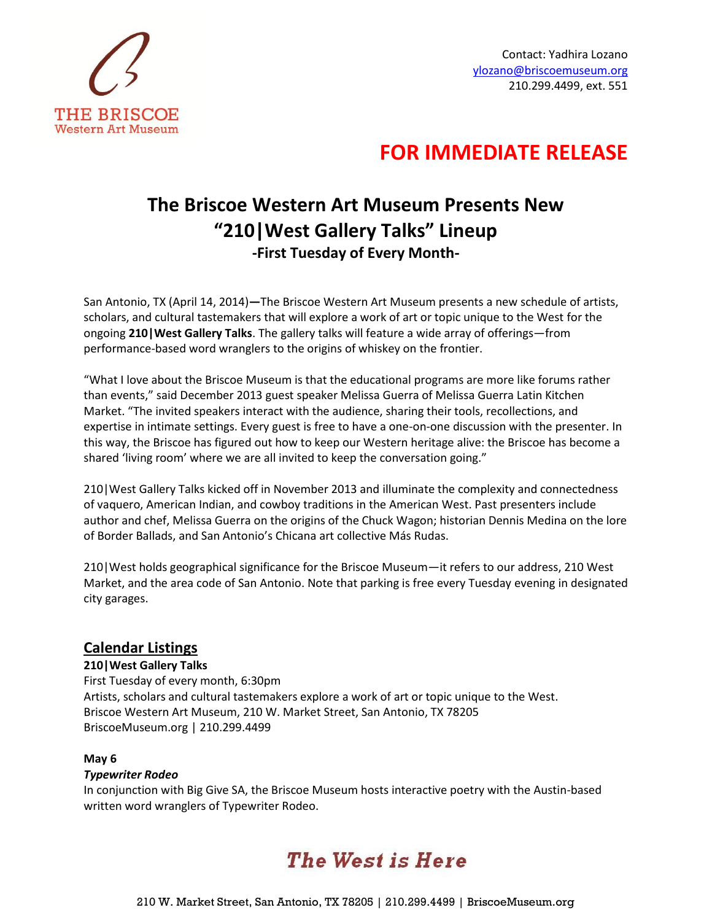THE BRISCOE
Western Art Museum

Contact: Yadhira Lozano
ylozano@briscoemuseum.org
210.299.4499, ext. 551

**FOR IMMEDIATE RELEASE**

# The Briscoe Western Art Museum Presents New "210|West Gallery Talks" Lineup

**-First Tuesday of Every Month-**

San Antonio, TX (April 14, 2014)**—**The Briscoe Western Art Museum presents a new schedule of artists, scholars, and cultural tastemakers that will explore a work of art or topic unique to the West for the ongoing **210|West Gallery Talks**. The gallery talks will feature a wide array of offerings—from performance-based word wranglers to the origins of whiskey on the frontier.

"What I love about the Briscoe Museum is that the educational programs are more like forums rather than events," said December 2013 guest speaker Melissa Guerra of Melissa Guerra Latin Kitchen Market. "The invited speakers interact with the audience, sharing their tools, recollections, and expertise in intimate settings. Every guest is free to have a one-on-one discussion with the presenter. In this way, the Briscoe has figured out how to keep our Western heritage alive: the Briscoe has become a shared 'living room' where we are all invited to keep the conversation going."

210|West Gallery Talks kicked off in November 2013 and illuminate the complexity and connectedness of vaquero, American Indian, and cowboy traditions in the American West. Past presenters include author and chef, Melissa Guerra on the origins of the Chuck Wagon; historian Dennis Medina on the lore of Border Ballads, and San Antonio's Chicana art collective Más Rudas.

210|West holds geographical significance for the Briscoe Museum—it refers to our address, 210 West Market, and the area code of San Antonio. Note that parking is free every Tuesday evening in designated city garages.

## Calendar Listings

**210|West Gallery Talks**
First Tuesday of every month, 6:30pm
Artists, scholars and cultural tastemakers explore a work of art or topic unique to the West.
Briscoe Western Art Museum, 210 W. Market Street, San Antonio, TX 78205
BriscoeMuseum.org | 210.299.4499

**May 6**
***Typewriter Rodeo***
In conjunction with Big Give SA, the Briscoe Museum hosts interactive poetry with the Austin-based written word wranglers of Typewriter Rodeo.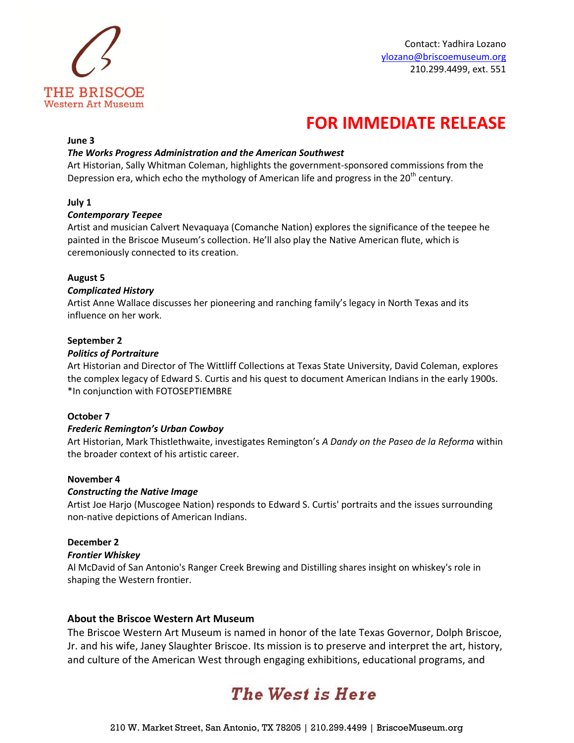Contact: Yadhira Lozano
ylozano@briscoemuseum.org
210.299.4499, ext. 551

# FOR IMMEDIATE RELEASE

**June 3**
***The Works Progress Administration and the American Southwest***
Art Historian, Sally Whitman Coleman, highlights the government-sponsored commissions from the Depression era, which echo the mythology of American life and progress in the 20th century.

**July 1**
***Contemporary Teepee***
Artist and musician Calvert Nevaquaya (Comanche Nation) explores the significance of the teepee he painted in the Briscoe Museum's collection. He'll also play the Native American flute, which is ceremoniously connected to its creation.

**August 5**
***Complicated History***
Artist Anne Wallace discusses her pioneering and ranching family's legacy in North Texas and its influence on her work.

**September 2**
***Politics of Portraiture***
Art Historian and Director of The Wittliff Collections at Texas State University, David Coleman, explores the complex legacy of Edward S. Curtis and his quest to document American Indians in the early 1900s.
*In conjunction with FOTOSEPTIEMBRE

**October 7**
***Frederic Remington's Urban Cowboy***
Art Historian, Mark Thistlethwaite, investigates Remington's *A Dandy on the Paseo de la Reforma* within the broader context of his artistic career.

**November 4**
***Constructing the Native Image***
Artist Joe Harjo (Muscogee Nation) responds to Edward S. Curtis' portraits and the issues surrounding non-native depictions of American Indians.

**December 2**
***Frontier Whiskey***
Al McDavid of San Antonio's Ranger Creek Brewing and Distilling shares insight on whiskey's role in shaping the Western frontier.

### About the Briscoe Western Art Museum

The Briscoe Western Art Museum is named in honor of the late Texas Governor, Dolph Briscoe, Jr. and his wife, Janey Slaughter Briscoe. Its mission is to preserve and interpret the art, history, and culture of the American West through engaging exhibitions, educational programs, and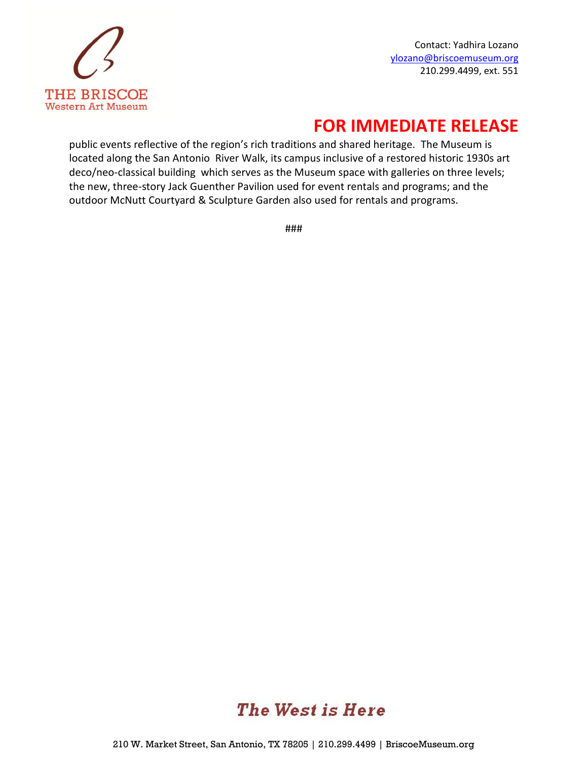Contact: Yadhira Lozano
ylozano@briscoemuseum.org
210.299.4499, ext. 551

**FOR IMMEDIATE RELEASE**

public events reflective of the region's rich traditions and shared heritage. The Museum is located along the San Antonio River Walk, its campus inclusive of a restored historic 1930s art deco/neo-classical building which serves as the Museum space with galleries on three levels; the new, three-story Jack Guenther Pavilion used for event rentals and programs; and the outdoor McNutt Courtyard & Sculpture Garden also used for rentals and programs.

###

*The West is Here*

210 W. Market Street, San Antonio, TX 78205 | 210.299.4499 | BriscoeMuseum.org